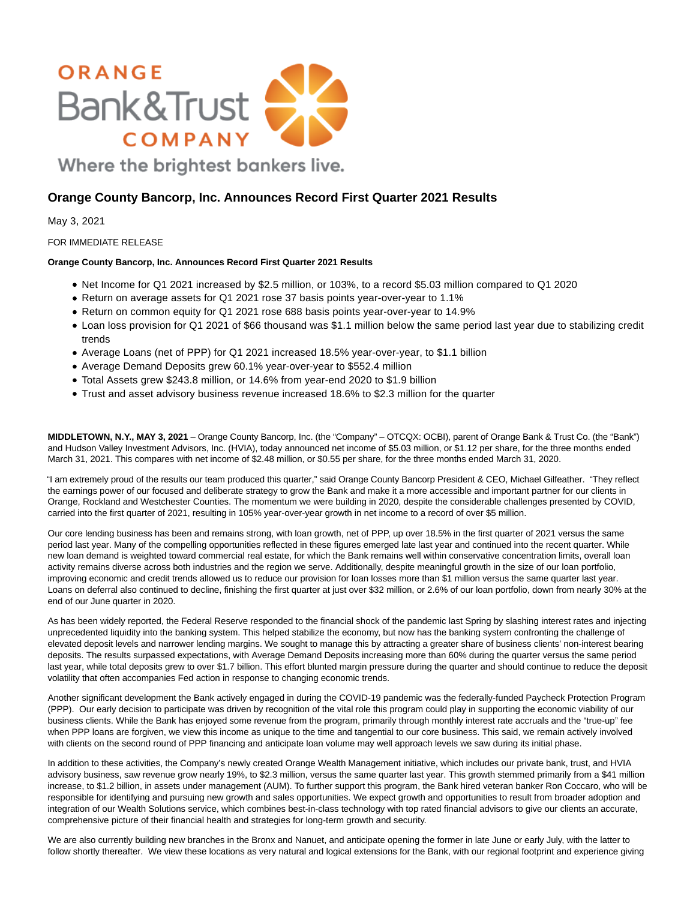ORANGE Bank&Trust COMPANY

Where the brightest bankers live.

## Orange County Bancorp, Inc. Announces Record First Quarter 2021 Results

May 3, 2021

FOR IMMEDIATE RELEASE

**Orange County Bancorp, Inc. Announces Record First Quarter 2021 Results**

- Net Income for Q1 2021 increased by $2.5 million, or 103%, to a record $5.03 million compared to Q1 2020
- Return on average assets for Q1 2021 rose 37 basis points year-over-year to 1.1%
- Return on common equity for Q1 2021 rose 688 basis points year-over-year to 14.9%
- Loan loss provision for Q1 2021 of $66 thousand was $1.1 million below the same period last year due to stabilizing credit trends
- Average Loans (net of PPP) for Q1 2021 increased 18.5% year-over-year, to $1.1 billion
- Average Demand Deposits grew 60.1% year-over-year to $552.4 million
- Total Assets grew $243.8 million, or 14.6% from year-end 2020 to $1.9 billion
- Trust and asset advisory business revenue increased 18.6% to $2.3 million for the quarter

**MIDDLETOWN, N.Y., MAY 3, 2021** – Orange County Bancorp, Inc. (the "Company" – OTCQX: OCBI), parent of Orange Bank & Trust Co. (the "Bank") and Hudson Valley Investment Advisors, Inc. (HVIA), today announced net income of $5.03 million, or $1.12 per share, for the three months ended March 31, 2021. This compares with net income of $2.48 million, or $0.55 per share, for the three months ended March 31, 2020.

"I am extremely proud of the results our team produced this quarter," said Orange County Bancorp President & CEO, Michael Gilfeather. "They reflect the earnings power of our focused and deliberate strategy to grow the Bank and make it a more accessible and important partner for our clients in Orange, Rockland and Westchester Counties. The momentum we were building in 2020, despite the considerable challenges presented by COVID, carried into the first quarter of 2021, resulting in 105% year-over-year growth in net income to a record of over $5 million.

Our core lending business has been and remains strong, with loan growth, net of PPP, up over 18.5% in the first quarter of 2021 versus the same period last year. Many of the compelling opportunities reflected in these figures emerged late last year and continued into the recent quarter. While new loan demand is weighted toward commercial real estate, for which the Bank remains well within conservative concentration limits, overall loan activity remains diverse across both industries and the region we serve. Additionally, despite meaningful growth in the size of our loan portfolio, improving economic and credit trends allowed us to reduce our provision for loan losses more than $1 million versus the same quarter last year. Loans on deferral also continued to decline, finishing the first quarter at just over $32 million, or 2.6% of our loan portfolio, down from nearly 30% at the end of our June quarter in 2020.

As has been widely reported, the Federal Reserve responded to the financial shock of the pandemic last Spring by slashing interest rates and injecting unprecedented liquidity into the banking system. This helped stabilize the economy, but now has the banking system confronting the challenge of elevated deposit levels and narrower lending margins. We sought to manage this by attracting a greater share of business clients' non-interest bearing deposits. The results surpassed expectations, with Average Demand Deposits increasing more than 60% during the quarter versus the same period last year, while total deposits grew to over $1.7 billion. This effort blunted margin pressure during the quarter and should continue to reduce the deposit volatility that often accompanies Fed action in response to changing economic trends.

Another significant development the Bank actively engaged in during the COVID-19 pandemic was the federally-funded Paycheck Protection Program (PPP). Our early decision to participate was driven by recognition of the vital role this program could play in supporting the economic viability of our business clients. While the Bank has enjoyed some revenue from the program, primarily through monthly interest rate accruals and the "true-up" fee when PPP loans are forgiven, we view this income as unique to the time and tangential to our core business. This said, we remain actively involved with clients on the second round of PPP financing and anticipate loan volume may well approach levels we saw during its initial phase.

In addition to these activities, the Company's newly created Orange Wealth Management initiative, which includes our private bank, trust, and HVIA advisory business, saw revenue grow nearly 19%, to $2.3 million, versus the same quarter last year. This growth stemmed primarily from a $41 million increase, to $1.2 billion, in assets under management (AUM). To further support this program, the Bank hired veteran banker Ron Coccaro, who will be responsible for identifying and pursuing new growth and sales opportunities. We expect growth and opportunities to result from broader adoption and integration of our Wealth Solutions service, which combines best-in-class technology with top rated financial advisors to give our clients an accurate, comprehensive picture of their financial health and strategies for long-term growth and security.

We are also currently building new branches in the Bronx and Nanuet, and anticipate opening the former in late June or early July, with the latter to follow shortly thereafter. We view these locations as very natural and logical extensions for the Bank, with our regional footprint and experience giving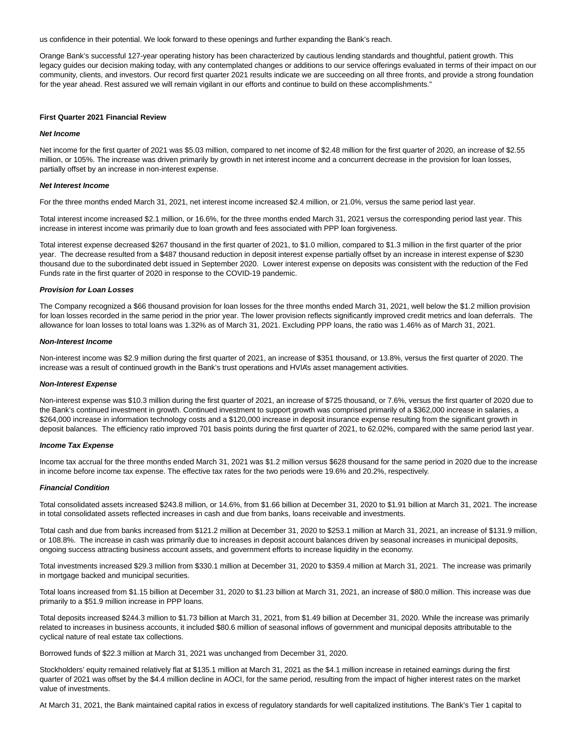us confidence in their potential. We look forward to these openings and further expanding the Bank's reach.

Orange Bank's successful 127-year operating history has been characterized by cautious lending standards and thoughtful, patient growth. This legacy guides our decision making today, with any contemplated changes or additions to our service offerings evaluated in terms of their impact on our community, clients, and investors. Our record first quarter 2021 results indicate we are succeeding on all three fronts, and provide a strong foundation for the year ahead. Rest assured we will remain vigilant in our efforts and continue to build on these accomplishments."

**First Quarter 2021 Financial Review**

***Net Income***

Net income for the first quarter of 2021 was $5.03 million, compared to net income of $2.48 million for the first quarter of 2020, an increase of $2.55 million, or 105%. The increase was driven primarily by growth in net interest income and a concurrent decrease in the provision for loan losses, partially offset by an increase in non-interest expense.

***Net Interest Income***

For the three months ended March 31, 2021, net interest income increased $2.4 million, or 21.0%, versus the same period last year.

Total interest income increased $2.1 million, or 16.6%, for the three months ended March 31, 2021 versus the corresponding period last year. This increase in interest income was primarily due to loan growth and fees associated with PPP loan forgiveness.

Total interest expense decreased $267 thousand in the first quarter of 2021, to $1.0 million, compared to $1.3 million in the first quarter of the prior year. The decrease resulted from a $487 thousand reduction in deposit interest expense partially offset by an increase in interest expense of $230 thousand due to the subordinated debt issued in September 2020. Lower interest expense on deposits was consistent with the reduction of the Fed Funds rate in the first quarter of 2020 in response to the COVID-19 pandemic.

***Provision for Loan Losses***

The Company recognized a $66 thousand provision for loan losses for the three months ended March 31, 2021, well below the $1.2 million provision for loan losses recorded in the same period in the prior year. The lower provision reflects significantly improved credit metrics and loan deferrals. The allowance for loan losses to total loans was 1.32% as of March 31, 2021. Excluding PPP loans, the ratio was 1.46% as of March 31, 2021.

***Non-Interest Income***

Non-interest income was $2.9 million during the first quarter of 2021, an increase of $351 thousand, or 13.8%, versus the first quarter of 2020. The increase was a result of continued growth in the Bank's trust operations and HVIA's asset management activities.

***Non-Interest Expense***

Non-interest expense was $10.3 million during the first quarter of 2021, an increase of $725 thousand, or 7.6%, versus the first quarter of 2020 due to the Bank's continued investment in growth. Continued investment to support growth was comprised primarily of a $362,000 increase in salaries, a $264,000 increase in information technology costs and a $120,000 increase in deposit insurance expense resulting from the significant growth in deposit balances. The efficiency ratio improved 701 basis points during the first quarter of 2021, to 62.02%, compared with the same period last year.

***Income Tax Expense***

Income tax accrual for the three months ended March 31, 2021 was $1.2 million versus $628 thousand for the same period in 2020 due to the increase in income before income tax expense. The effective tax rates for the two periods were 19.6% and 20.2%, respectively.

***Financial Condition***

Total consolidated assets increased $243.8 million, or 14.6%, from $1.66 billion at December 31, 2020 to $1.91 billion at March 31, 2021. The increase in total consolidated assets reflected increases in cash and due from banks, loans receivable and investments.

Total cash and due from banks increased from $121.2 million at December 31, 2020 to $253.1 million at March 31, 2021, an increase of $131.9 million, or 108.8%. The increase in cash was primarily due to increases in deposit account balances driven by seasonal increases in municipal deposits, ongoing success attracting business account assets, and government efforts to increase liquidity in the economy.

Total investments increased $29.3 million from $330.1 million at December 31, 2020 to $359.4 million at March 31, 2021. The increase was primarily in mortgage backed and municipal securities.

Total loans increased from $1.15 billion at December 31, 2020 to $1.23 billion at March 31, 2021, an increase of $80.0 million. This increase was due primarily to a $51.9 million increase in PPP loans.

Total deposits increased $244.3 million to $1.73 billion at March 31, 2021, from $1.49 billion at December 31, 2020. While the increase was primarily related to increases in business accounts, it included $80.6 million of seasonal inflows of government and municipal deposits attributable to the cyclical nature of real estate tax collections.

Borrowed funds of $22.3 million at March 31, 2021 was unchanged from December 31, 2020.

Stockholders' equity remained relatively flat at $135.1 million at March 31, 2021 as the $4.1 million increase in retained earnings during the first quarter of 2021 was offset by the $4.4 million decline in AOCI, for the same period, resulting from the impact of higher interest rates on the market value of investments.

At March 31, 2021, the Bank maintained capital ratios in excess of regulatory standards for well capitalized institutions. The Bank's Tier 1 capital to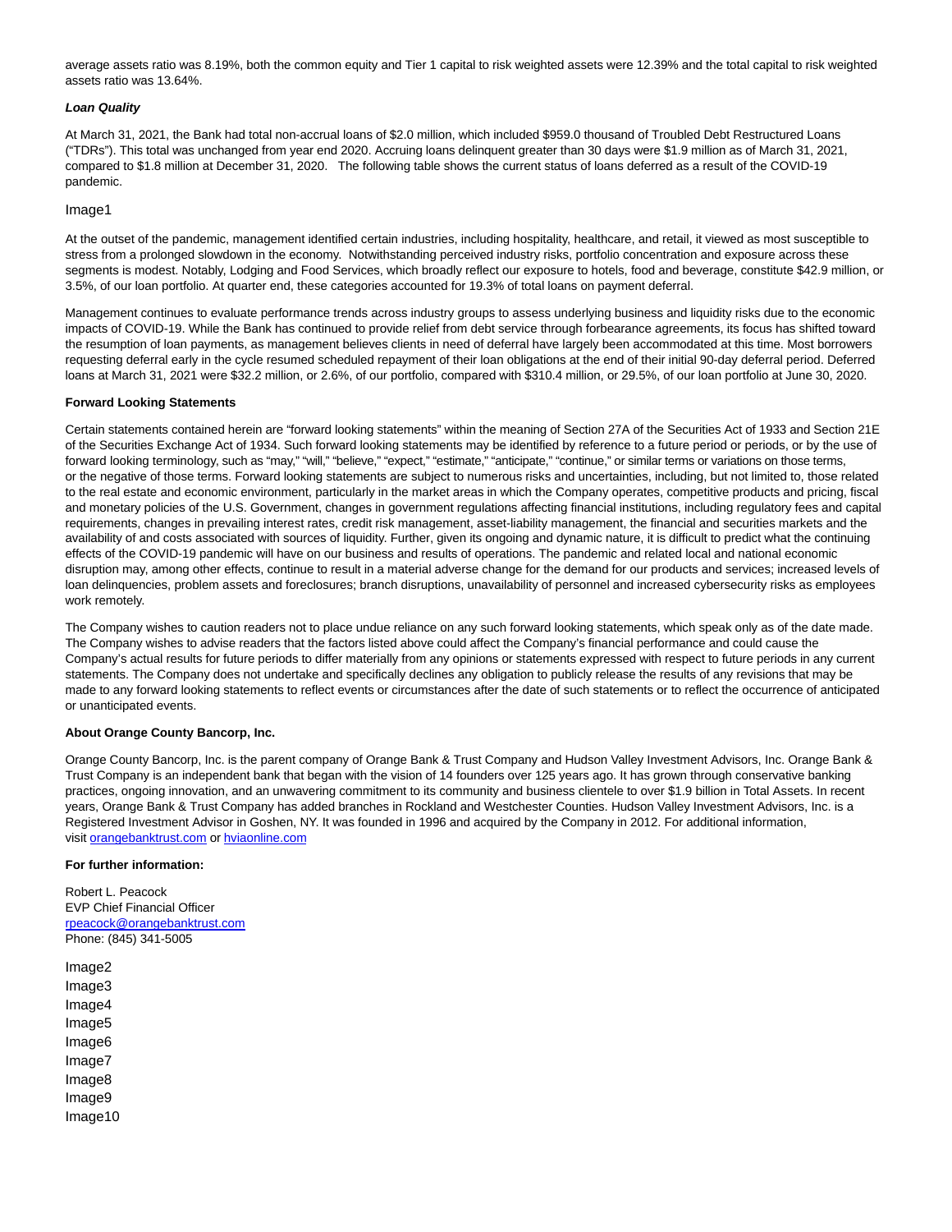average assets ratio was 8.19%, both the common equity and Tier 1 capital to risk weighted assets were 12.39% and the total capital to risk weighted assets ratio was 13.64%.

***Loan Quality***

At March 31, 2021, the Bank had total non-accrual loans of $2.0 million, which included $959.0 thousand of Troubled Debt Restructured Loans ("TDRs"). This total was unchanged from year end 2020. Accruing loans delinquent greater than 30 days were $1.9 million as of March 31, 2021, compared to $1.8 million at December 31, 2020. The following table shows the current status of loans deferred as a result of the COVID-19 pandemic.

Image1

At the outset of the pandemic, management identified certain industries, including hospitality, healthcare, and retail, it viewed as most susceptible to stress from a prolonged slowdown in the economy. Notwithstanding perceived industry risks, portfolio concentration and exposure across these segments is modest. Notably, Lodging and Food Services, which broadly reflect our exposure to hotels, food and beverage, constitute $42.9 million, or 3.5%, of our loan portfolio. At quarter end, these categories accounted for 19.3% of total loans on payment deferral.

Management continues to evaluate performance trends across industry groups to assess underlying business and liquidity risks due to the economic impacts of COVID-19. While the Bank has continued to provide relief from debt service through forbearance agreements, its focus has shifted toward the resumption of loan payments, as management believes clients in need of deferral have largely been accommodated at this time. Most borrowers requesting deferral early in the cycle resumed scheduled repayment of their loan obligations at the end of their initial 90-day deferral period. Deferred loans at March 31, 2021 were $32.2 million, or 2.6%, of our portfolio, compared with $310.4 million, or 29.5%, of our loan portfolio at June 30, 2020.

**Forward Looking Statements**

Certain statements contained herein are "forward looking statements" within the meaning of Section 27A of the Securities Act of 1933 and Section 21E of the Securities Exchange Act of 1934. Such forward looking statements may be identified by reference to a future period or periods, or by the use of forward looking terminology, such as "may," "will," "believe," "expect," "estimate," "anticipate," "continue," or similar terms or variations on those terms, or the negative of those terms. Forward looking statements are subject to numerous risks and uncertainties, including, but not limited to, those related to the real estate and economic environment, particularly in the market areas in which the Company operates, competitive products and pricing, fiscal and monetary policies of the U.S. Government, changes in government regulations affecting financial institutions, including regulatory fees and capital requirements, changes in prevailing interest rates, credit risk management, asset-liability management, the financial and securities markets and the availability of and costs associated with sources of liquidity. Further, given its ongoing and dynamic nature, it is difficult to predict what the continuing effects of the COVID-19 pandemic will have on our business and results of operations. The pandemic and related local and national economic disruption may, among other effects, continue to result in a material adverse change for the demand for our products and services; increased levels of loan delinquencies, problem assets and foreclosures; branch disruptions, unavailability of personnel and increased cybersecurity risks as employees work remotely.

The Company wishes to caution readers not to place undue reliance on any such forward looking statements, which speak only as of the date made. The Company wishes to advise readers that the factors listed above could affect the Company's financial performance and could cause the Company's actual results for future periods to differ materially from any opinions or statements expressed with respect to future periods in any current statements. The Company does not undertake and specifically declines any obligation to publicly release the results of any revisions that may be made to any forward looking statements to reflect events or circumstances after the date of such statements or to reflect the occurrence of anticipated or unanticipated events.

**About Orange County Bancorp, Inc.**

Orange County Bancorp, Inc. is the parent company of Orange Bank & Trust Company and Hudson Valley Investment Advisors, Inc. Orange Bank & Trust Company is an independent bank that began with the vision of 14 founders over 125 years ago. It has grown through conservative banking practices, ongoing innovation, and an unwavering commitment to its community and business clientele to over $1.9 billion in Total Assets. In recent years, Orange Bank & Trust Company has added branches in Rockland and Westchester Counties. Hudson Valley Investment Advisors, Inc. is a Registered Investment Advisor in Goshen, NY. It was founded in 1996 and acquired by the Company in 2012. For additional information, visit orangebanktrust.com or hviaonline.com

**For further information:**

Robert L. Peacock
EVP Chief Financial Officer
rpeacock@orangebanktrust.com
Phone: (845) 341-5005

Image2
Image3
Image4
Image5
Image6
Image7
Image8
Image9
Image10